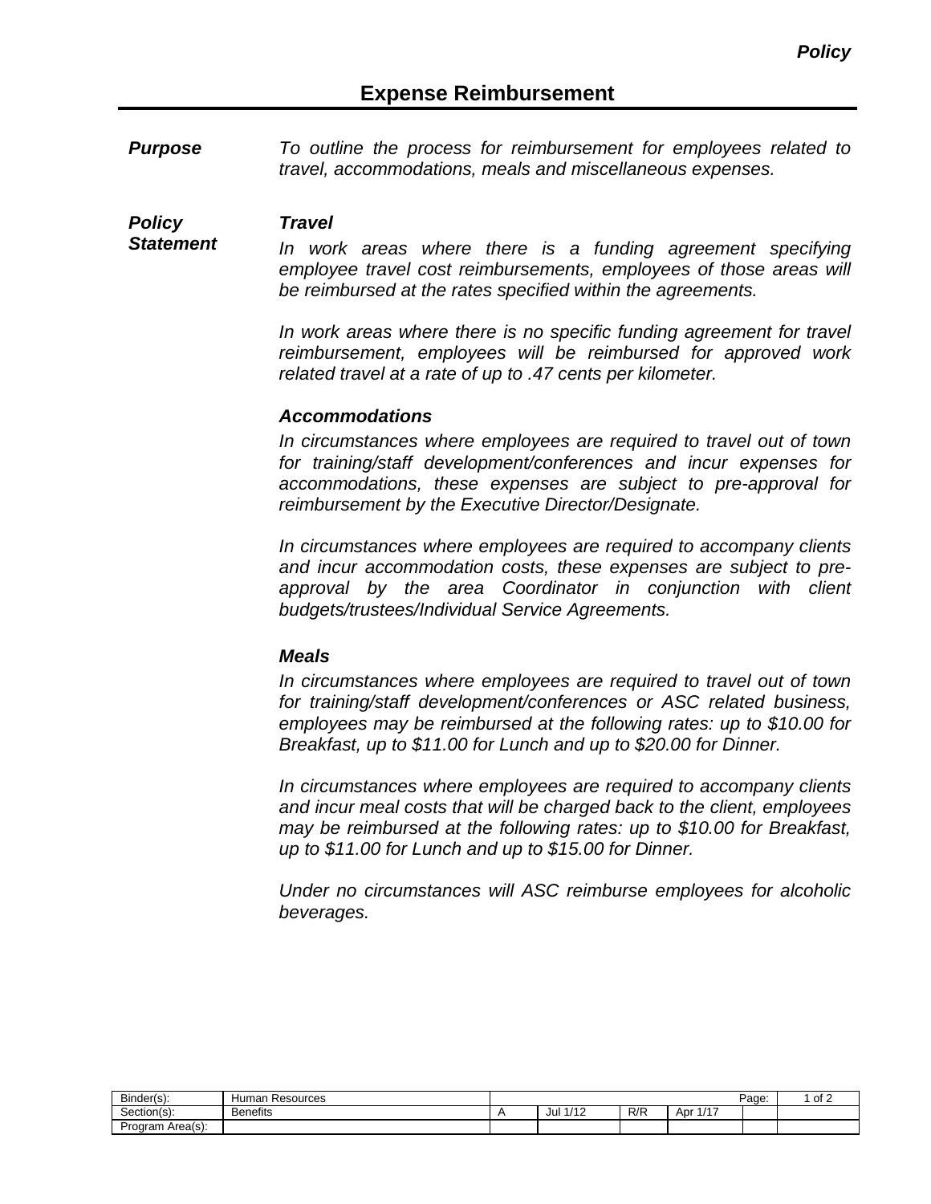*Policy*

# Expense Reimbursement

***Purpose***

*To outline the process for reimbursement for employees related to travel, accommodations, meals and miscellaneous expenses.*

***Policy Statement***

***Travel***

*In work areas where there is a funding agreement specifying employee travel cost reimbursements, employees of those areas will be reimbursed at the rates specified within the agreements.*

*In work areas where there is no specific funding agreement for travel reimbursement, employees will be reimbursed for approved work related travel at a rate of up to .47 cents per kilometer.*

***Accommodations***

*In circumstances where employees are required to travel out of town for training/staff development/conferences and incur expenses for accommodations, these expenses are subject to pre-approval for reimbursement by the Executive Director/Designate.*

*In circumstances where employees are required to accompany clients and incur accommodation costs, these expenses are subject to pre-approval by the area Coordinator in conjunction with client budgets/trustees/Individual Service Agreements.*

***Meals***

*In circumstances where employees are required to travel out of town for training/staff development/conferences or ASC related business, employees may be reimbursed at the following rates: up to $10.00 for Breakfast, up to $11.00 for Lunch and up to $20.00 for Dinner.*

*In circumstances where employees are required to accompany clients and incur meal costs that will be charged back to the client, employees may be reimbursed at the following rates: up to $10.00 for Breakfast, up to $11.00 for Lunch and up to $15.00 for Dinner.*

*Under no circumstances will ASC reimburse employees for alcoholic beverages.*

| | | | | | | | |
|---|---|---|---|---|---|---|---|
| Binder(s): | Human Resources | | | | | | |
| Section(s): | Benefits | A | Jul 1/12 | R/R | Apr 1/17 | | |
| Program Area(s): | | | | | | | |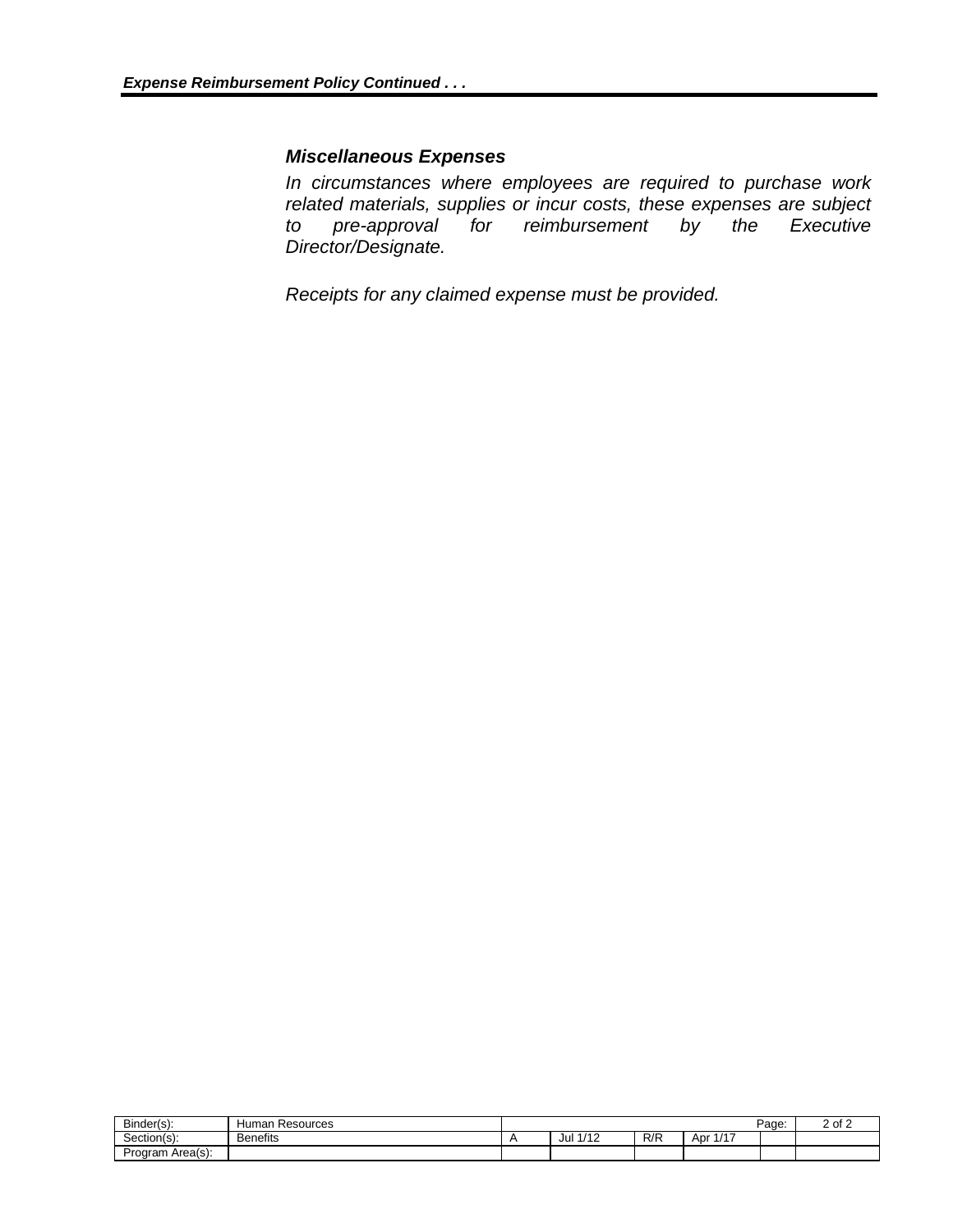### *Miscellaneous Expenses*

*In circumstances where employees are required to purchase work related materials, supplies or incur costs, these expenses are subject to pre-approval for reimbursement by the Executive Director/Designate.*

*Receipts for any claimed expense must be provided.*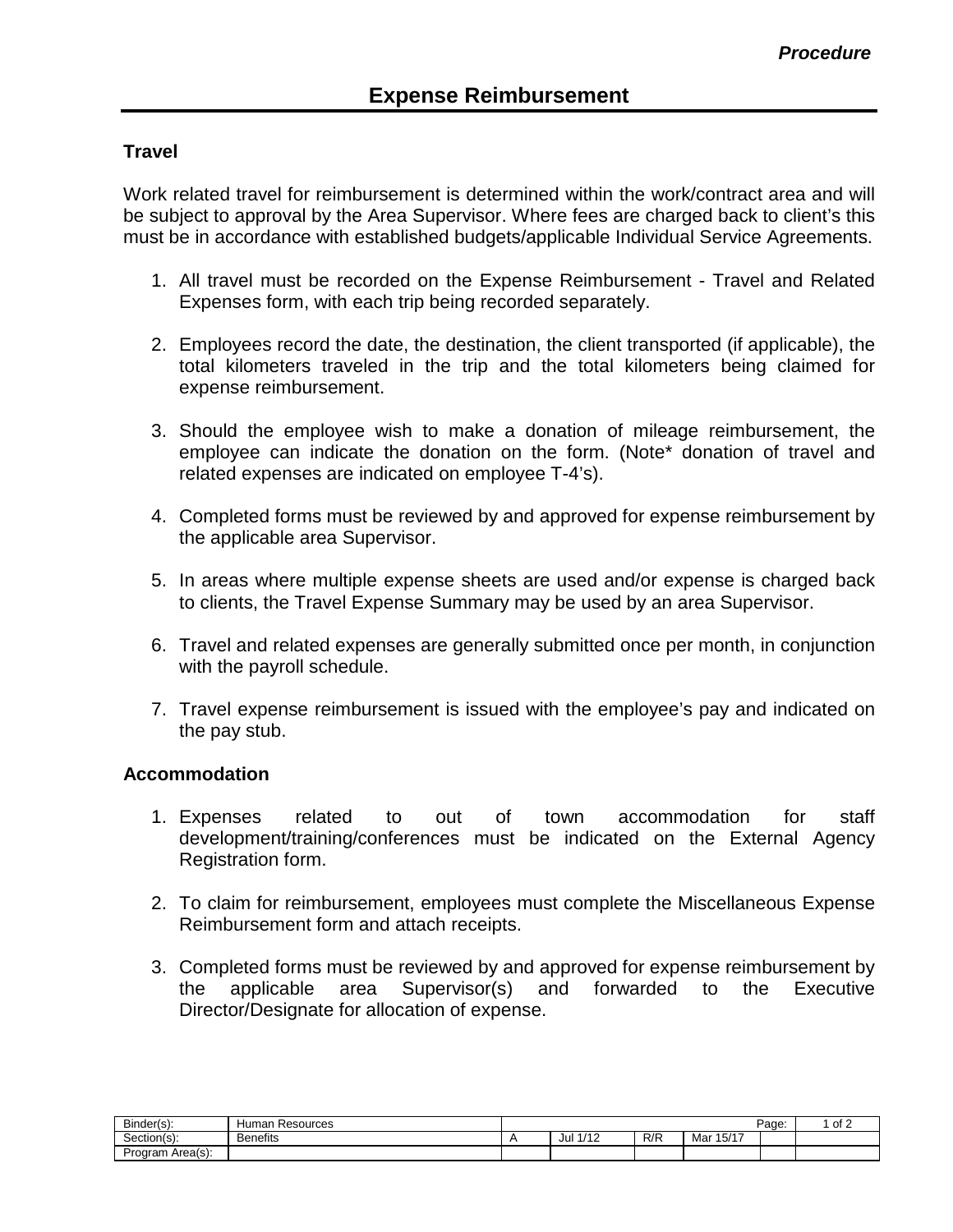*Procedure*

# Expense Reimbursement

## Travel

Work related travel for reimbursement is determined within the work/contract area and will be subject to approval by the Area Supervisor. Where fees are charged back to client's this must be in accordance with established budgets/applicable Individual Service Agreements.

1. All travel must be recorded on the Expense Reimbursement - Travel and Related Expenses form, with each trip being recorded separately.

2. Employees record the date, the destination, the client transported (if applicable), the total kilometers traveled in the trip and the total kilometers being claimed for expense reimbursement.

3. Should the employee wish to make a donation of mileage reimbursement, the employee can indicate the donation on the form. (Note* donation of travel and related expenses are indicated on employee T-4's).

4. Completed forms must be reviewed by and approved for expense reimbursement by the applicable area Supervisor.

5. In areas where multiple expense sheets are used and/or expense is charged back to clients, the Travel Expense Summary may be used by an area Supervisor.

6. Travel and related expenses are generally submitted once per month, in conjunction with the payroll schedule.

7. Travel expense reimbursement is issued with the employee's pay and indicated on the pay stub.

## Accommodation

1. Expenses related to out of town accommodation for staff development/training/conferences must be indicated on the External Agency Registration form.

2. To claim for reimbursement, employees must complete the Miscellaneous Expense Reimbursement form and attach receipts.

3. Completed forms must be reviewed by and approved for expense reimbursement by the applicable area Supervisor(s) and forwarded to the Executive Director/Designate for allocation of expense.

| | | | | | | | | |
|---|---|---|---|---|---|---|---|---|
| Binder(s): | Human Resources | | | | | | | |
| Section(s): | Benefits | A | Jul 1/12 | R/R | Mar 15/17 | | | |
| Program Area(s): | | | | | | | | |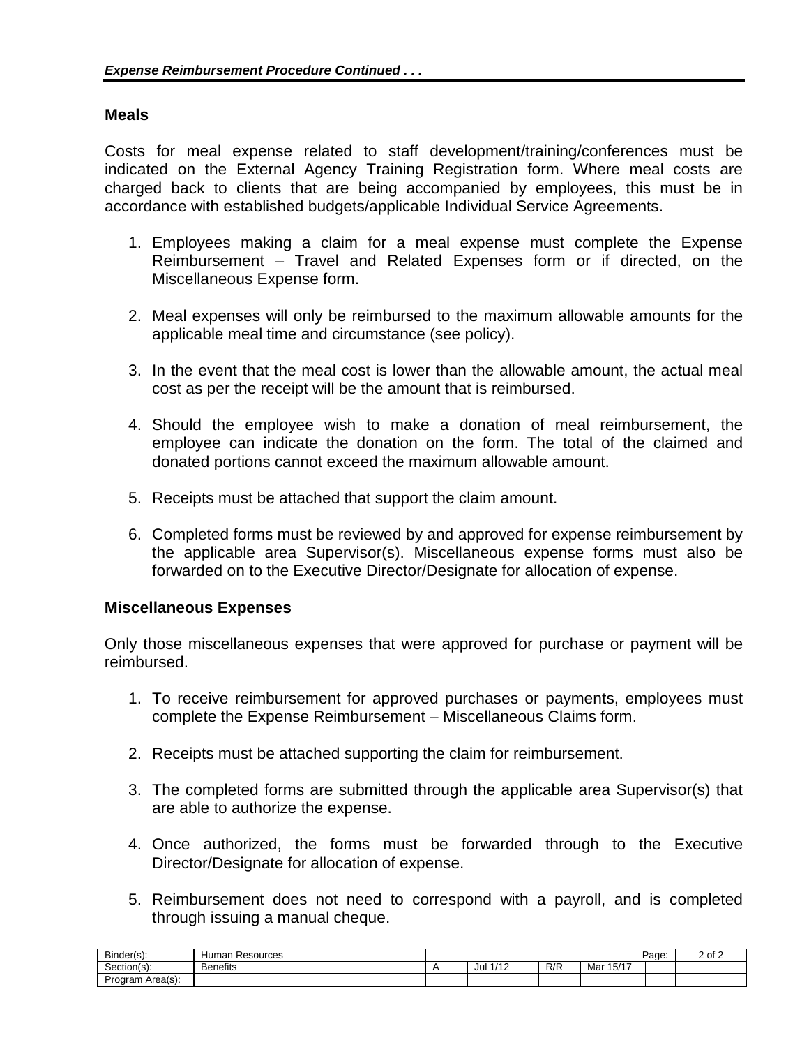## Meals

Costs for meal expense related to staff development/training/conferences must be indicated on the External Agency Training Registration form. Where meal costs are charged back to clients that are being accompanied by employees, this must be in accordance with established budgets/applicable Individual Service Agreements.

1. Employees making a claim for a meal expense must complete the Expense Reimbursement – Travel and Related Expenses form or if directed, on the Miscellaneous Expense form.

2. Meal expenses will only be reimbursed to the maximum allowable amounts for the applicable meal time and circumstance (see policy).

3. In the event that the meal cost is lower than the allowable amount, the actual meal cost as per the receipt will be the amount that is reimbursed.

4. Should the employee wish to make a donation of meal reimbursement, the employee can indicate the donation on the form. The total of the claimed and donated portions cannot exceed the maximum allowable amount.

5. Receipts must be attached that support the claim amount.

6. Completed forms must be reviewed by and approved for expense reimbursement by the applicable area Supervisor(s). Miscellaneous expense forms must also be forwarded on to the Executive Director/Designate for allocation of expense.

## Miscellaneous Expenses

Only those miscellaneous expenses that were approved for purchase or payment will be reimbursed.

1. To receive reimbursement for approved purchases or payments, employees must complete the Expense Reimbursement – Miscellaneous Claims form.

2. Receipts must be attached supporting the claim for reimbursement.

3. The completed forms are submitted through the applicable area Supervisor(s) that are able to authorize the expense.

4. Once authorized, the forms must be forwarded through to the Executive Director/Designate for allocation of expense.

5. Reimbursement does not need to correspond with a payroll, and is completed through issuing a manual cheque.

| | | | | | | | |
|---|---|---|---|---|---|---|---|
| Binder(s): | Human Resources | | | | | Page: | 2 of 2 |
| Section(s): | Benefits | A | Jul 1/12 | R/R | Mar 15/17 | | |
| Program Area(s): | | | | | | | |